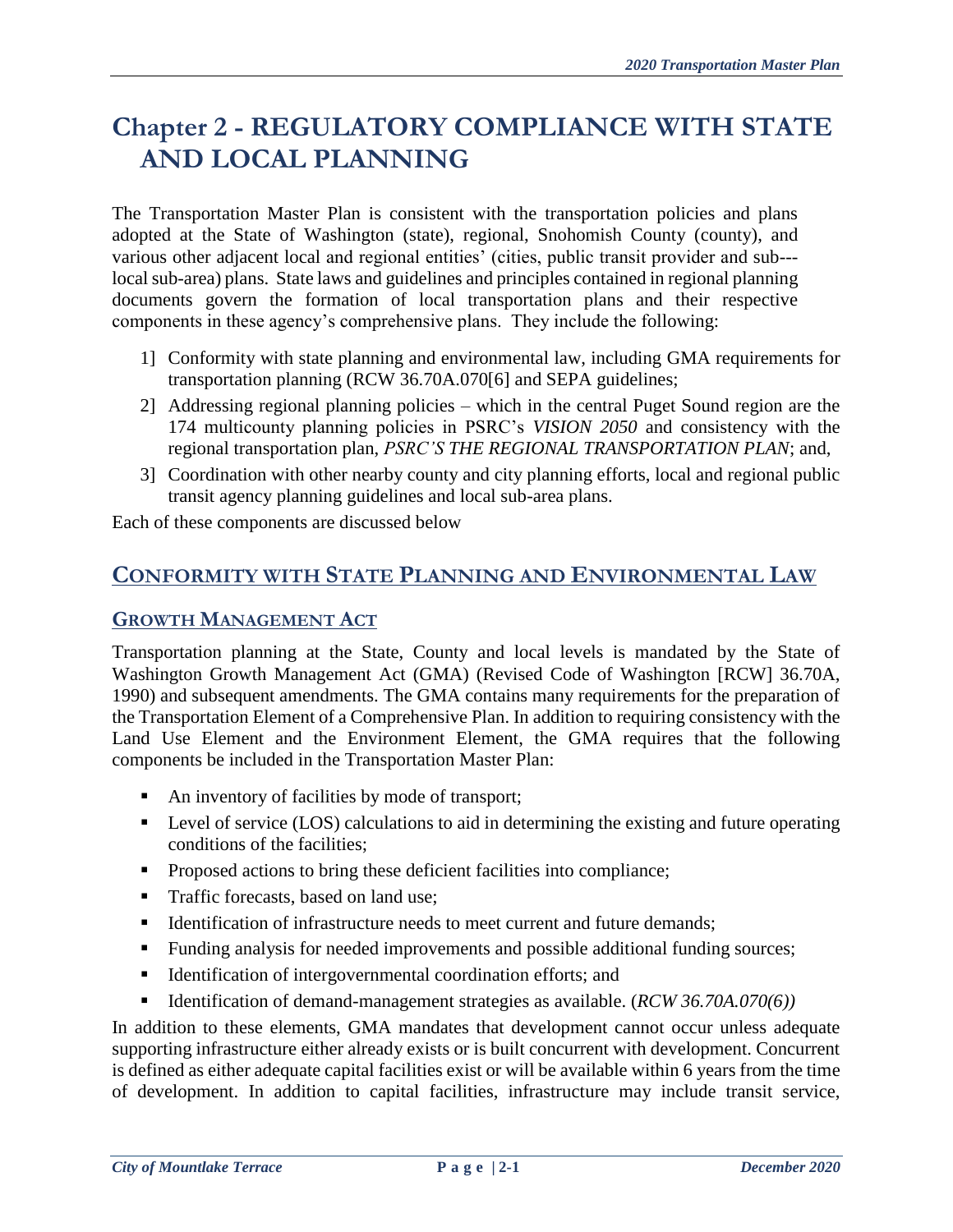# Chapter 2 - REGULATORY COMPLIANCE WITH STATE AND LOCAL PLANNING

The Transportation Master Plan is consistent with the transportation policies and plans adopted at the State of Washington (state), regional, Snohomish County (county), and various other adjacent local and regional entities' (cities, public transit provider and sub---local sub-area) plans. State laws and guidelines and principles contained in regional planning documents govern the formation of local transportation plans and their respective components in these agency's comprehensive plans. They include the following:

1] Conformity with state planning and environmental law, including GMA requirements for transportation planning (RCW 36.70A.070[6] and SEPA guidelines;

2] Addressing regional planning policies – which in the central Puget Sound region are the 174 multicounty planning policies in PSRC's *VISION 2050* and consistency with the regional transportation plan, *PSRC'S THE REGIONAL TRANSPORTATION PLAN*; and,

3] Coordination with other nearby county and city planning efforts, local and regional public transit agency planning guidelines and local sub-area plans.

Each of these components are discussed below

## CONFORMITY WITH STATE PLANNING AND ENVIRONMENTAL LAW

### GROWTH MANAGEMENT ACT

Transportation planning at the State, County and local levels is mandated by the State of Washington Growth Management Act (GMA) (Revised Code of Washington [RCW] 36.70A, 1990) and subsequent amendments. The GMA contains many requirements for the preparation of the Transportation Element of a Comprehensive Plan. In addition to requiring consistency with the Land Use Element and the Environment Element, the GMA requires that the following components be included in the Transportation Master Plan:

- An inventory of facilities by mode of transport;
- Level of service (LOS) calculations to aid in determining the existing and future operating conditions of the facilities;
- Proposed actions to bring these deficient facilities into compliance;
- Traffic forecasts, based on land use;
- Identification of infrastructure needs to meet current and future demands;
- Funding analysis for needed improvements and possible additional funding sources;
- Identification of intergovernmental coordination efforts; and
- Identification of demand-management strategies as available. (*RCW 36.70A.070(6))*

In addition to these elements, GMA mandates that development cannot occur unless adequate supporting infrastructure either already exists or is built concurrent with development. Concurrent is defined as either adequate capital facilities exist or will be available within 6 years from the time of development. In addition to capital facilities, infrastructure may include transit service,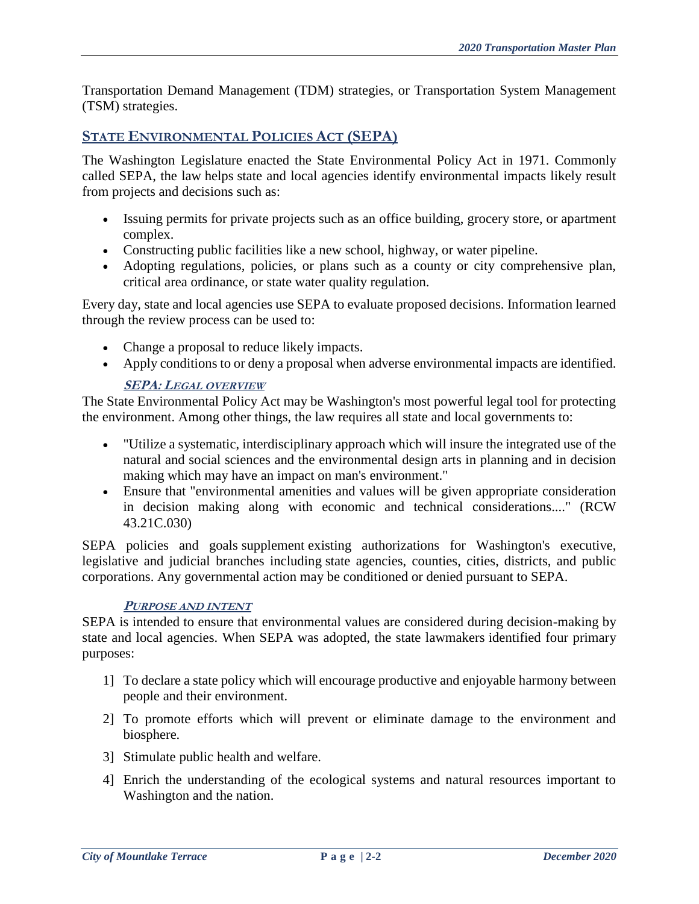Transportation Demand Management (TDM) strategies, or Transportation System Management (TSM) strategies.

## STATE ENVIRONMENTAL POLICIES ACT (SEPA)

The Washington Legislature enacted the State Environmental Policy Act in 1971. Commonly called SEPA, the law helps state and local agencies identify environmental impacts likely result from projects and decisions such as:

- Issuing permits for private projects such as an office building, grocery store, or apartment complex.
- Constructing public facilities like a new school, highway, or water pipeline.
- Adopting regulations, policies, or plans such as a county or city comprehensive plan, critical area ordinance, or state water quality regulation.

Every day, state and local agencies use SEPA to evaluate proposed decisions. Information learned through the review process can be used to:

- Change a proposal to reduce likely impacts.
- Apply conditions to or deny a proposal when adverse environmental impacts are identified.

### SEPA: LEGAL OVERVIEW

The State Environmental Policy Act may be Washington's most powerful legal tool for protecting the environment. Among other things, the law requires all state and local governments to:

- "Utilize a systematic, interdisciplinary approach which will insure the integrated use of the natural and social sciences and the environmental design arts in planning and in decision making which may have an impact on man's environment."
- Ensure that "environmental amenities and values will be given appropriate consideration in decision making along with economic and technical considerations...." (RCW 43.21C.030)

SEPA policies and goals supplement existing authorizations for Washington's executive, legislative and judicial branches including state agencies, counties, cities, districts, and public corporations. Any governmental action may be conditioned or denied pursuant to SEPA.

### PURPOSE AND INTENT

SEPA is intended to ensure that environmental values are considered during decision-making by state and local agencies. When SEPA was adopted, the state lawmakers identified four primary purposes:

1] To declare a state policy which will encourage productive and enjoyable harmony between people and their environment.

2] To promote efforts which will prevent or eliminate damage to the environment and biosphere.

3] Stimulate public health and welfare.

4] Enrich the understanding of the ecological systems and natural resources important to Washington and the nation.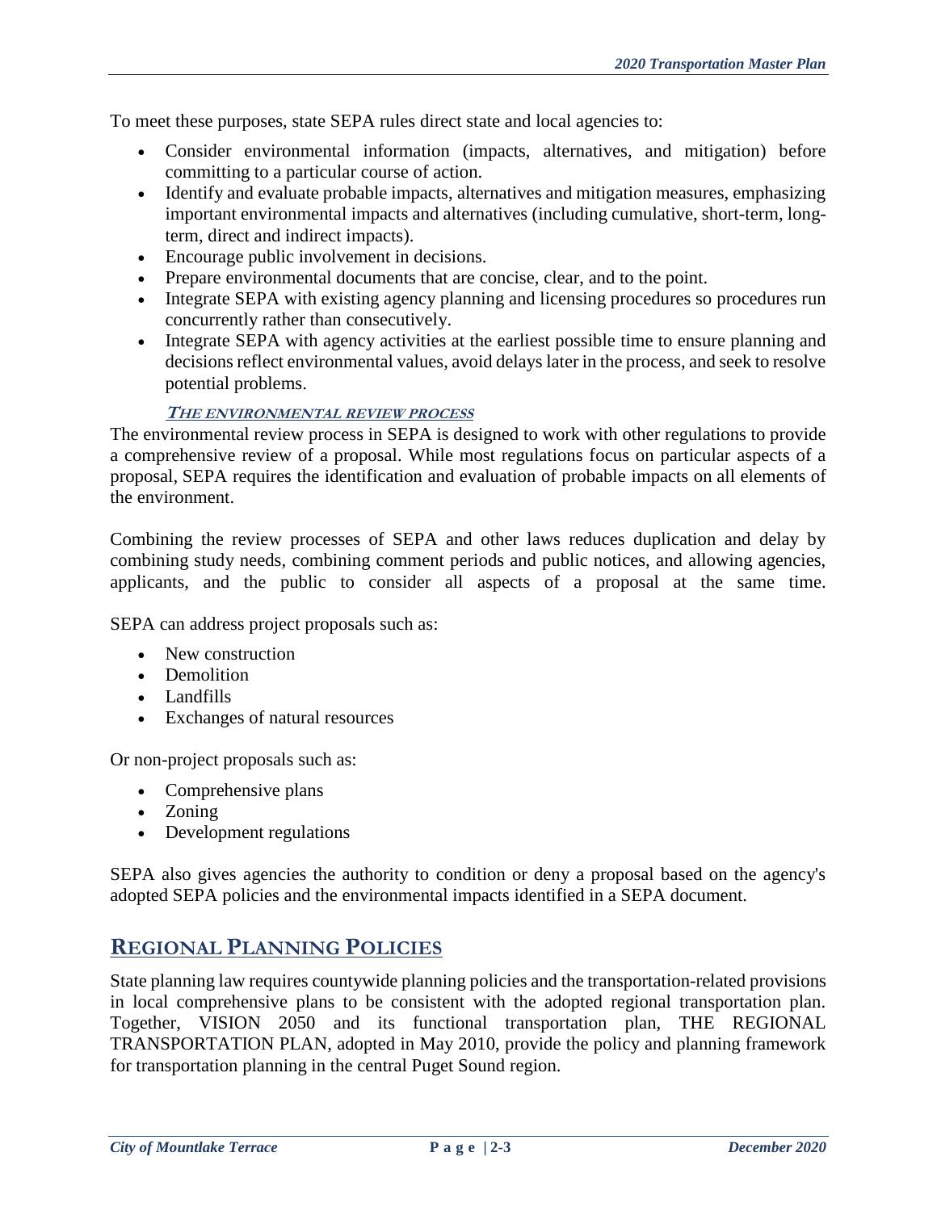To meet these purposes, state SEPA rules direct state and local agencies to:

- Consider environmental information (impacts, alternatives, and mitigation) before committing to a particular course of action.
- Identify and evaluate probable impacts, alternatives and mitigation measures, emphasizing important environmental impacts and alternatives (including cumulative, short-term, long-term, direct and indirect impacts).
- Encourage public involvement in decisions.
- Prepare environmental documents that are concise, clear, and to the point.
- Integrate SEPA with existing agency planning and licensing procedures so procedures run concurrently rather than consecutively.
- Integrate SEPA with agency activities at the earliest possible time to ensure planning and decisions reflect environmental values, avoid delays later in the process, and seek to resolve potential problems.

#### *The environmental review process*

The environmental review process in SEPA is designed to work with other regulations to provide a comprehensive review of a proposal. While most regulations focus on particular aspects of a proposal, SEPA requires the identification and evaluation of probable impacts on all elements of the environment.

Combining the review processes of SEPA and other laws reduces duplication and delay by combining study needs, combining comment periods and public notices, and allowing agencies, applicants, and the public to consider all aspects of a proposal at the same time.

SEPA can address project proposals such as:

- New construction
- Demolition
- Landfills
- Exchanges of natural resources

Or non-project proposals such as:

- Comprehensive plans
- Zoning
- Development regulations

SEPA also gives agencies the authority to condition or deny a proposal based on the agency's adopted SEPA policies and the environmental impacts identified in a SEPA document.

## Regional Planning Policies

State planning law requires countywide planning policies and the transportation-related provisions in local comprehensive plans to be consistent with the adopted regional transportation plan. Together, VISION 2050 and its functional transportation plan, THE REGIONAL TRANSPORTATION PLAN, adopted in May 2010, provide the policy and planning framework for transportation planning in the central Puget Sound region.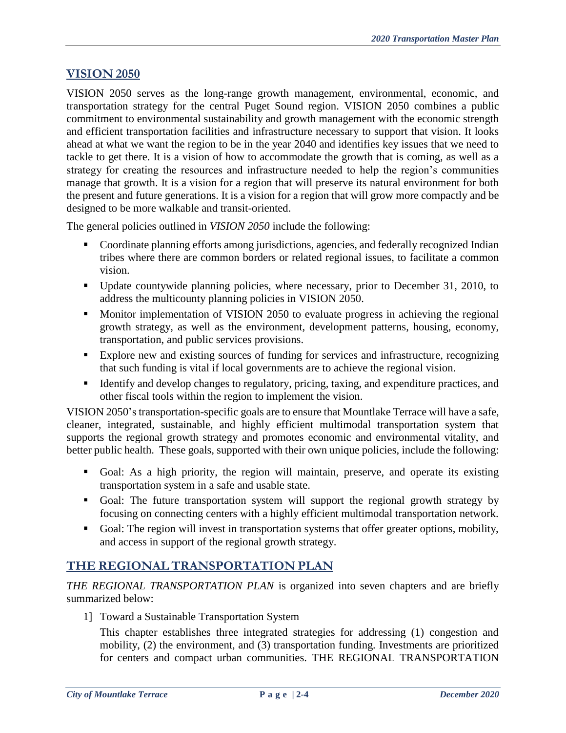## VISION 2050

VISION 2050 serves as the long-range growth management, environmental, economic, and transportation strategy for the central Puget Sound region. VISION 2050 combines a public commitment to environmental sustainability and growth management with the economic strength and efficient transportation facilities and infrastructure necessary to support that vision. It looks ahead at what we want the region to be in the year 2040 and identifies key issues that we need to tackle to get there. It is a vision of how to accommodate the growth that is coming, as well as a strategy for creating the resources and infrastructure needed to help the region's communities manage that growth. It is a vision for a region that will preserve its natural environment for both the present and future generations. It is a vision for a region that will grow more compactly and be designed to be more walkable and transit-oriented.

The general policies outlined in *VISION 2050* include the following:

- Coordinate planning efforts among jurisdictions, agencies, and federally recognized Indian tribes where there are common borders or related regional issues, to facilitate a common vision.
- Update countywide planning policies, where necessary, prior to December 31, 2010, to address the multicounty planning policies in VISION 2050.
- Monitor implementation of VISION 2050 to evaluate progress in achieving the regional growth strategy, as well as the environment, development patterns, housing, economy, transportation, and public services provisions.
- Explore new and existing sources of funding for services and infrastructure, recognizing that such funding is vital if local governments are to achieve the regional vision.
- Identify and develop changes to regulatory, pricing, taxing, and expenditure practices, and other fiscal tools within the region to implement the vision.

VISION 2050's transportation-specific goals are to ensure that Mountlake Terrace will have a safe, cleaner, integrated, sustainable, and highly efficient multimodal transportation system that supports the regional growth strategy and promotes economic and environmental vitality, and better public health. These goals, supported with their own unique policies, include the following:

- Goal: As a high priority, the region will maintain, preserve, and operate its existing transportation system in a safe and usable state.
- Goal: The future transportation system will support the regional growth strategy by focusing on connecting centers with a highly efficient multimodal transportation network.
- Goal: The region will invest in transportation systems that offer greater options, mobility, and access in support of the regional growth strategy.

## THE REGIONAL TRANSPORTATION PLAN

*THE REGIONAL TRANSPORTATION PLAN* is organized into seven chapters and are briefly summarized below:

1] Toward a Sustainable Transportation System

This chapter establishes three integrated strategies for addressing (1) congestion and mobility, (2) the environment, and (3) transportation funding. Investments are prioritized for centers and compact urban communities. THE REGIONAL TRANSPORTATION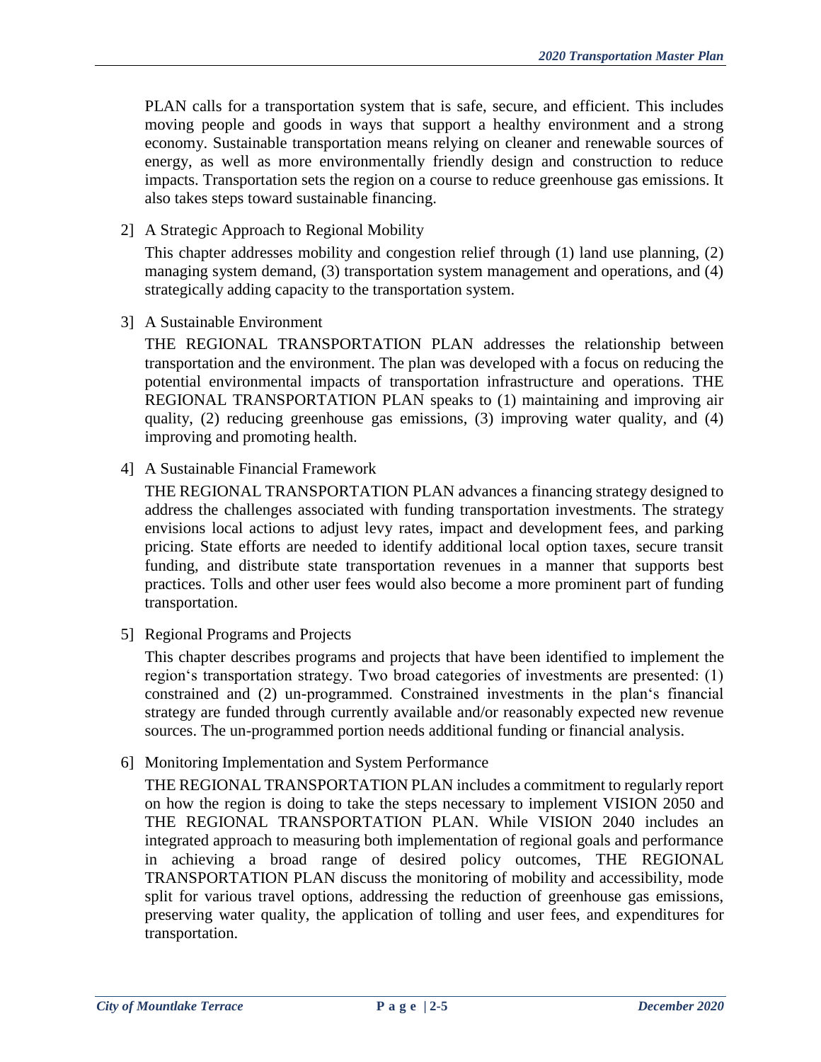PLAN calls for a transportation system that is safe, secure, and efficient. This includes moving people and goods in ways that support a healthy environment and a strong economy. Sustainable transportation means relying on cleaner and renewable sources of energy, as well as more environmentally friendly design and construction to reduce impacts. Transportation sets the region on a course to reduce greenhouse gas emissions. It also takes steps toward sustainable financing.

2] A Strategic Approach to Regional Mobility

This chapter addresses mobility and congestion relief through (1) land use planning, (2) managing system demand, (3) transportation system management and operations, and (4) strategically adding capacity to the transportation system.

3] A Sustainable Environment

THE REGIONAL TRANSPORTATION PLAN addresses the relationship between transportation and the environment. The plan was developed with a focus on reducing the potential environmental impacts of transportation infrastructure and operations. THE REGIONAL TRANSPORTATION PLAN speaks to (1) maintaining and improving air quality, (2) reducing greenhouse gas emissions, (3) improving water quality, and (4) improving and promoting health.

4] A Sustainable Financial Framework

THE REGIONAL TRANSPORTATION PLAN advances a financing strategy designed to address the challenges associated with funding transportation investments. The strategy envisions local actions to adjust levy rates, impact and development fees, and parking pricing. State efforts are needed to identify additional local option taxes, secure transit funding, and distribute state transportation revenues in a manner that supports best practices. Tolls and other user fees would also become a more prominent part of funding transportation.

5] Regional Programs and Projects

This chapter describes programs and projects that have been identified to implement the region‘s transportation strategy. Two broad categories of investments are presented: (1) constrained and (2) un-programmed. Constrained investments in the plan‘s financial strategy are funded through currently available and/or reasonably expected new revenue sources. The un-programmed portion needs additional funding or financial analysis.

6] Monitoring Implementation and System Performance

THE REGIONAL TRANSPORTATION PLAN includes a commitment to regularly report on how the region is doing to take the steps necessary to implement VISION 2050 and THE REGIONAL TRANSPORTATION PLAN. While VISION 2040 includes an integrated approach to measuring both implementation of regional goals and performance in achieving a broad range of desired policy outcomes, THE REGIONAL TRANSPORTATION PLAN discuss the monitoring of mobility and accessibility, mode split for various travel options, addressing the reduction of greenhouse gas emissions, preserving water quality, the application of tolling and user fees, and expenditures for transportation.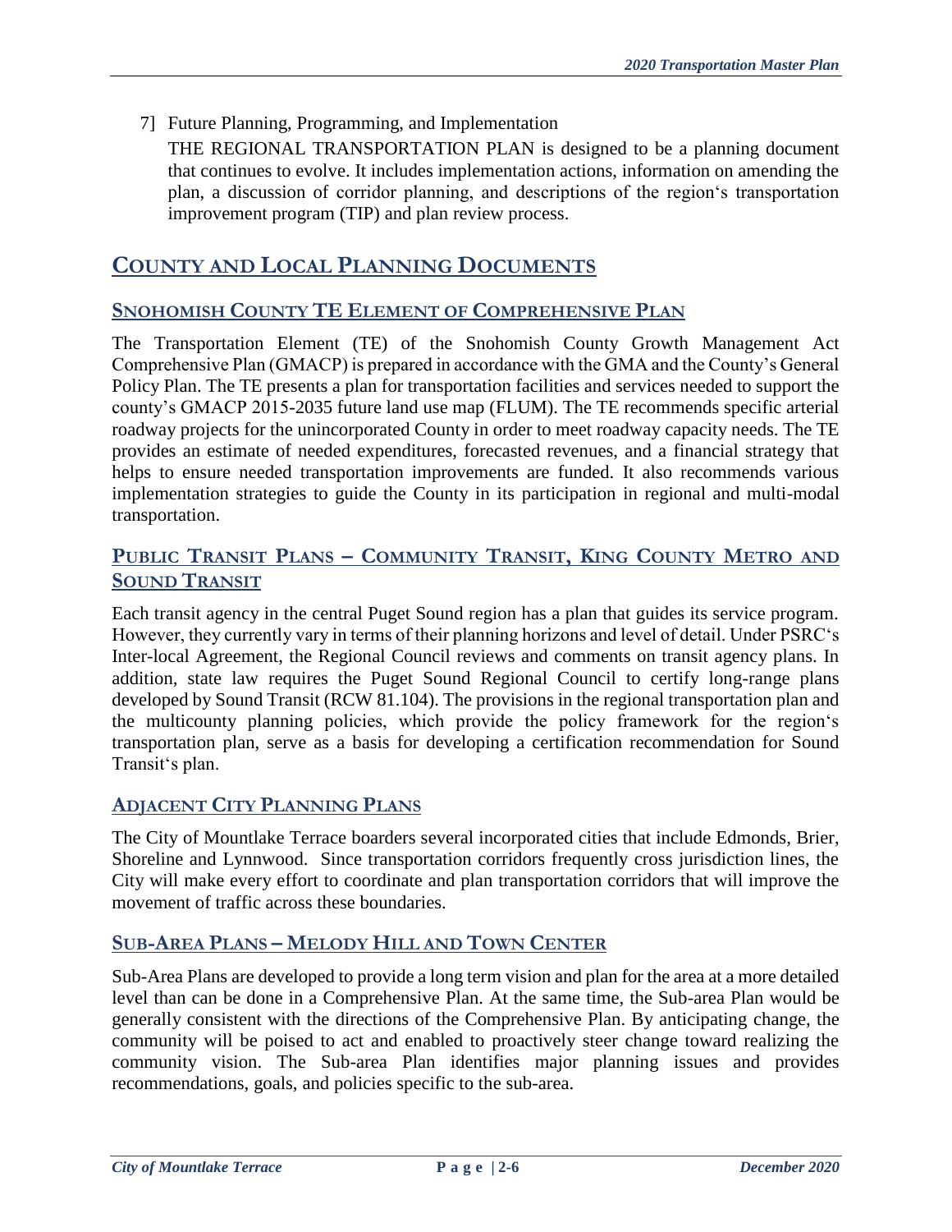7] Future Planning, Programming, and Implementation

THE REGIONAL TRANSPORTATION PLAN is designed to be a planning document that continues to evolve. It includes implementation actions, information on amending the plan, a discussion of corridor planning, and descriptions of the region's transportation improvement program (TIP) and plan review process.

## COUNTY AND LOCAL PLANNING DOCUMENTS

### SNOHOMISH COUNTY TE ELEMENT OF COMPREHENSIVE PLAN

The Transportation Element (TE) of the Snohomish County Growth Management Act Comprehensive Plan (GMACP) is prepared in accordance with the GMA and the County's General Policy Plan. The TE presents a plan for transportation facilities and services needed to support the county's GMACP 2015-2035 future land use map (FLUM). The TE recommends specific arterial roadway projects for the unincorporated County in order to meet roadway capacity needs. The TE provides an estimate of needed expenditures, forecasted revenues, and a financial strategy that helps to ensure needed transportation improvements are funded. It also recommends various implementation strategies to guide the County in its participation in regional and multi-modal transportation.

### PUBLIC TRANSIT PLANS – COMMUNITY TRANSIT, KING COUNTY METRO AND SOUND TRANSIT

Each transit agency in the central Puget Sound region has a plan that guides its service program. However, they currently vary in terms of their planning horizons and level of detail. Under PSRC's Inter-local Agreement, the Regional Council reviews and comments on transit agency plans. In addition, state law requires the Puget Sound Regional Council to certify long-range plans developed by Sound Transit (RCW 81.104). The provisions in the regional transportation plan and the multicounty planning policies, which provide the policy framework for the region's transportation plan, serve as a basis for developing a certification recommendation for Sound Transit's plan.

### ADJACENT CITY PLANNING PLANS

The City of Mountlake Terrace boarders several incorporated cities that include Edmonds, Brier, Shoreline and Lynnwood. Since transportation corridors frequently cross jurisdiction lines, the City will make every effort to coordinate and plan transportation corridors that will improve the movement of traffic across these boundaries.

### SUB-AREA PLANS – MELODY HILL AND TOWN CENTER

Sub-Area Plans are developed to provide a long term vision and plan for the area at a more detailed level than can be done in a Comprehensive Plan. At the same time, the Sub-area Plan would be generally consistent with the directions of the Comprehensive Plan. By anticipating change, the community will be poised to act and enabled to proactively steer change toward realizing the community vision. The Sub-area Plan identifies major planning issues and provides recommendations, goals, and policies specific to the sub-area.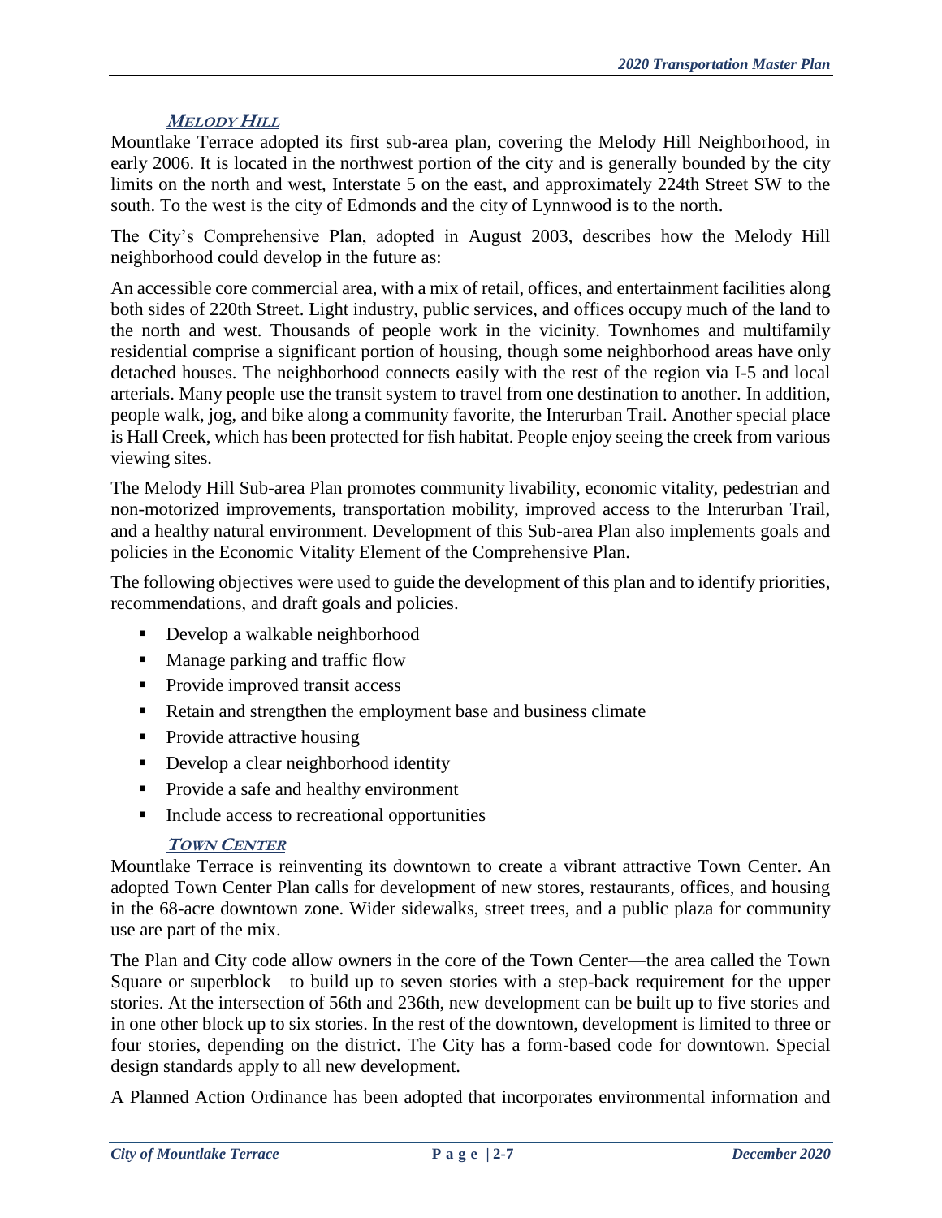#### ***Melody Hill***

Mountlake Terrace adopted its first sub-area plan, covering the Melody Hill Neighborhood, in early 2006. It is located in the northwest portion of the city and is generally bounded by the city limits on the north and west, Interstate 5 on the east, and approximately 224th Street SW to the south. To the west is the city of Edmonds and the city of Lynnwood is to the north.

The City's Comprehensive Plan, adopted in August 2003, describes how the Melody Hill neighborhood could develop in the future as:

An accessible core commercial area, with a mix of retail, offices, and entertainment facilities along both sides of 220th Street. Light industry, public services, and offices occupy much of the land to the north and west. Thousands of people work in the vicinity. Townhomes and multifamily residential comprise a significant portion of housing, though some neighborhood areas have only detached houses. The neighborhood connects easily with the rest of the region via I-5 and local arterials. Many people use the transit system to travel from one destination to another. In addition, people walk, jog, and bike along a community favorite, the Interurban Trail. Another special place is Hall Creek, which has been protected for fish habitat. People enjoy seeing the creek from various viewing sites.

The Melody Hill Sub-area Plan promotes community livability, economic vitality, pedestrian and non-motorized improvements, transportation mobility, improved access to the Interurban Trail, and a healthy natural environment. Development of this Sub-area Plan also implements goals and policies in the Economic Vitality Element of the Comprehensive Plan.

The following objectives were used to guide the development of this plan and to identify priorities, recommendations, and draft goals and policies.

- Develop a walkable neighborhood
- Manage parking and traffic flow
- Provide improved transit access
- Retain and strengthen the employment base and business climate
- Provide attractive housing
- Develop a clear neighborhood identity
- Provide a safe and healthy environment
- Include access to recreational opportunities

#### ***Town Center***

Mountlake Terrace is reinventing its downtown to create a vibrant attractive Town Center. An adopted Town Center Plan calls for development of new stores, restaurants, offices, and housing in the 68-acre downtown zone. Wider sidewalks, street trees, and a public plaza for community use are part of the mix.

The Plan and City code allow owners in the core of the Town Center—the area called the Town Square or superblock—to build up to seven stories with a step-back requirement for the upper stories. At the intersection of 56th and 236th, new development can be built up to five stories and in one other block up to six stories. In the rest of the downtown, development is limited to three or four stories, depending on the district. The City has a form-based code for downtown. Special design standards apply to all new development.

A Planned Action Ordinance has been adopted that incorporates environmental information and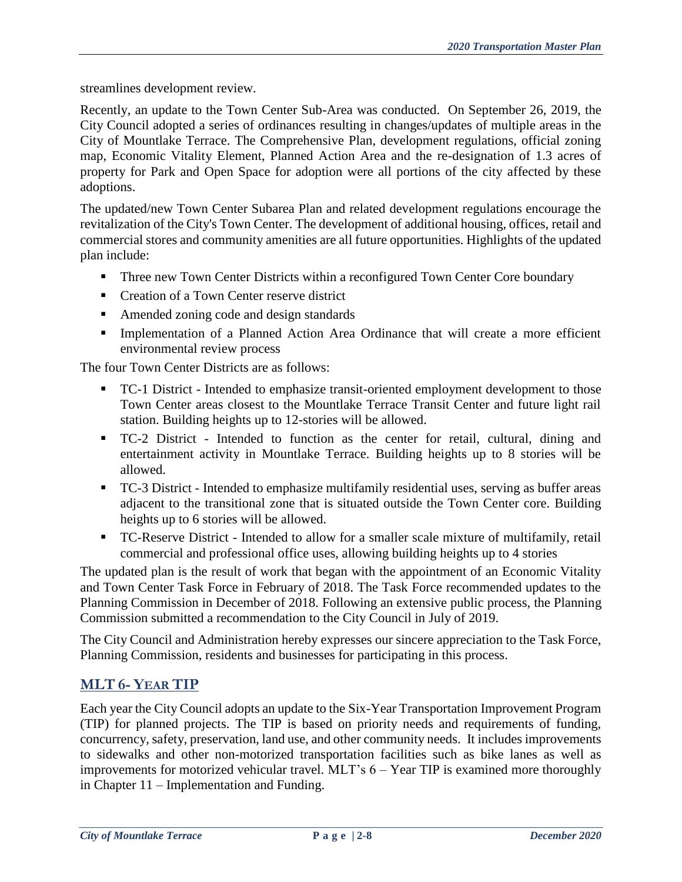streamlines development review.

Recently, an update to the Town Center Sub-Area was conducted. On September 26, 2019, the City Council adopted a series of ordinances resulting in changes/updates of multiple areas in the City of Mountlake Terrace. The Comprehensive Plan, development regulations, official zoning map, Economic Vitality Element, Planned Action Area and the re-designation of 1.3 acres of property for Park and Open Space for adoption were all portions of the city affected by these adoptions.

The updated/new Town Center Subarea Plan and related development regulations encourage the revitalization of the City's Town Center. The development of additional housing, offices, retail and commercial stores and community amenities are all future opportunities. Highlights of the updated plan include:

- Three new Town Center Districts within a reconfigured Town Center Core boundary
- Creation of a Town Center reserve district
- Amended zoning code and design standards
- Implementation of a Planned Action Area Ordinance that will create a more efficient environmental review process

The four Town Center Districts are as follows:

- TC-1 District - Intended to emphasize transit-oriented employment development to those Town Center areas closest to the Mountlake Terrace Transit Center and future light rail station. Building heights up to 12-stories will be allowed.
- TC-2 District - Intended to function as the center for retail, cultural, dining and entertainment activity in Mountlake Terrace. Building heights up to 8 stories will be allowed.
- TC-3 District - Intended to emphasize multifamily residential uses, serving as buffer areas adjacent to the transitional zone that is situated outside the Town Center core. Building heights up to 6 stories will be allowed.
- TC-Reserve District - Intended to allow for a smaller scale mixture of multifamily, retail commercial and professional office uses, allowing building heights up to 4 stories

The updated plan is the result of work that began with the appointment of an Economic Vitality and Town Center Task Force in February of 2018. The Task Force recommended updates to the Planning Commission in December of 2018. Following an extensive public process, the Planning Commission submitted a recommendation to the City Council in July of 2019.

The City Council and Administration hereby expresses our sincere appreciation to the Task Force, Planning Commission, residents and businesses for participating in this process.

## MLT 6- YEAR TIP

Each year the City Council adopts an update to the Six-Year Transportation Improvement Program (TIP) for planned projects. The TIP is based on priority needs and requirements of funding, concurrency, safety, preservation, land use, and other community needs. It includes improvements to sidewalks and other non-motorized transportation facilities such as bike lanes as well as improvements for motorized vehicular travel. MLT's 6 – Year TIP is examined more thoroughly in Chapter 11 – Implementation and Funding.